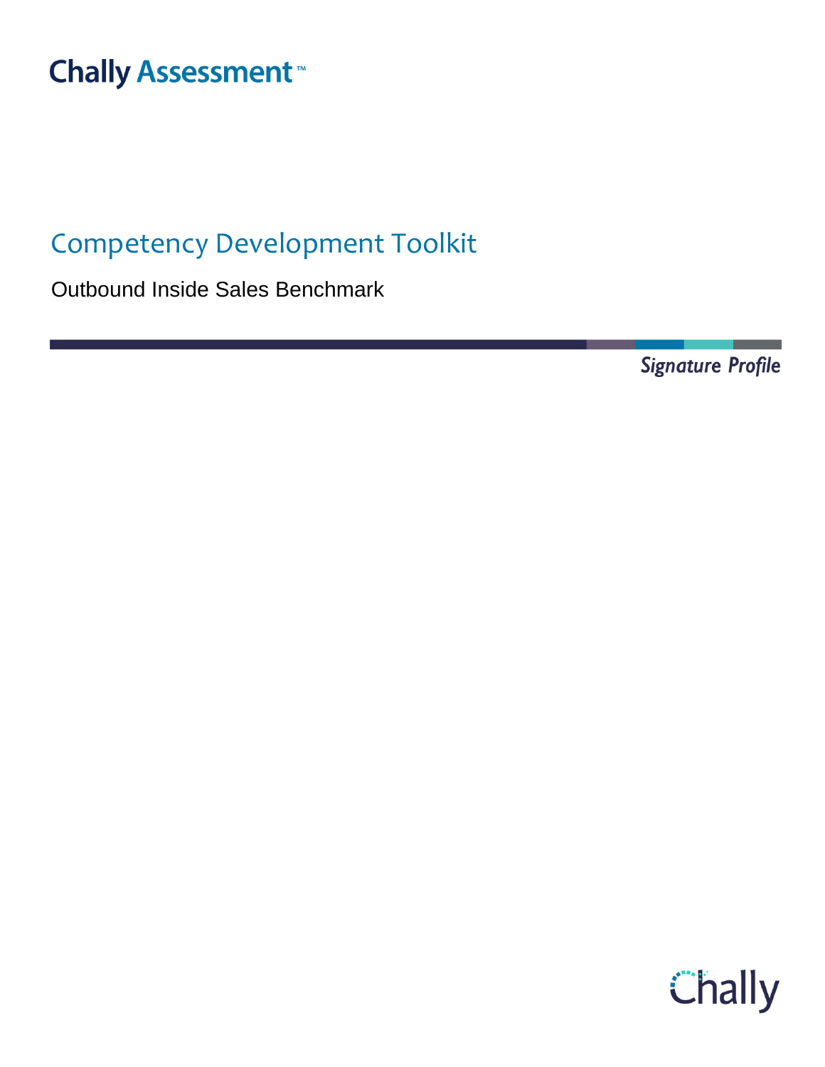Chally Assessment™

# Competency Development Toolkit

Outbound Inside Sales Benchmark

*Signature Profile*

Chally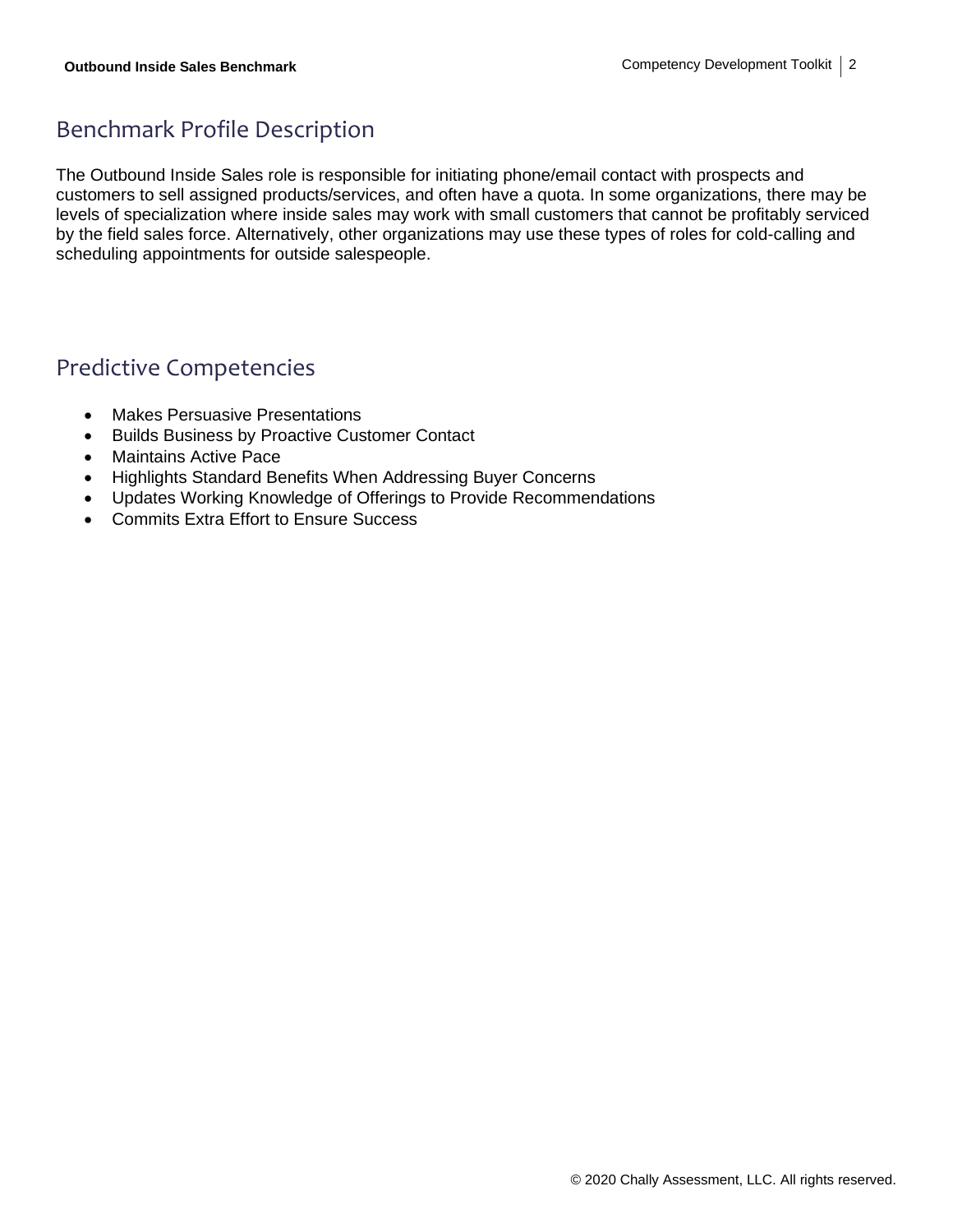## Benchmark Profile Description

The Outbound Inside Sales role is responsible for initiating phone/email contact with prospects and customers to sell assigned products/services, and often have a quota. In some organizations, there may be levels of specialization where inside sales may work with small customers that cannot be profitably serviced by the field sales force. Alternatively, other organizations may use these types of roles for cold-calling and scheduling appointments for outside salespeople.

## Predictive Competencies

- Makes Persuasive Presentations
- Builds Business by Proactive Customer Contact
- Maintains Active Pace
- Highlights Standard Benefits When Addressing Buyer Concerns
- Updates Working Knowledge of Offerings to Provide Recommendations
- Commits Extra Effort to Ensure Success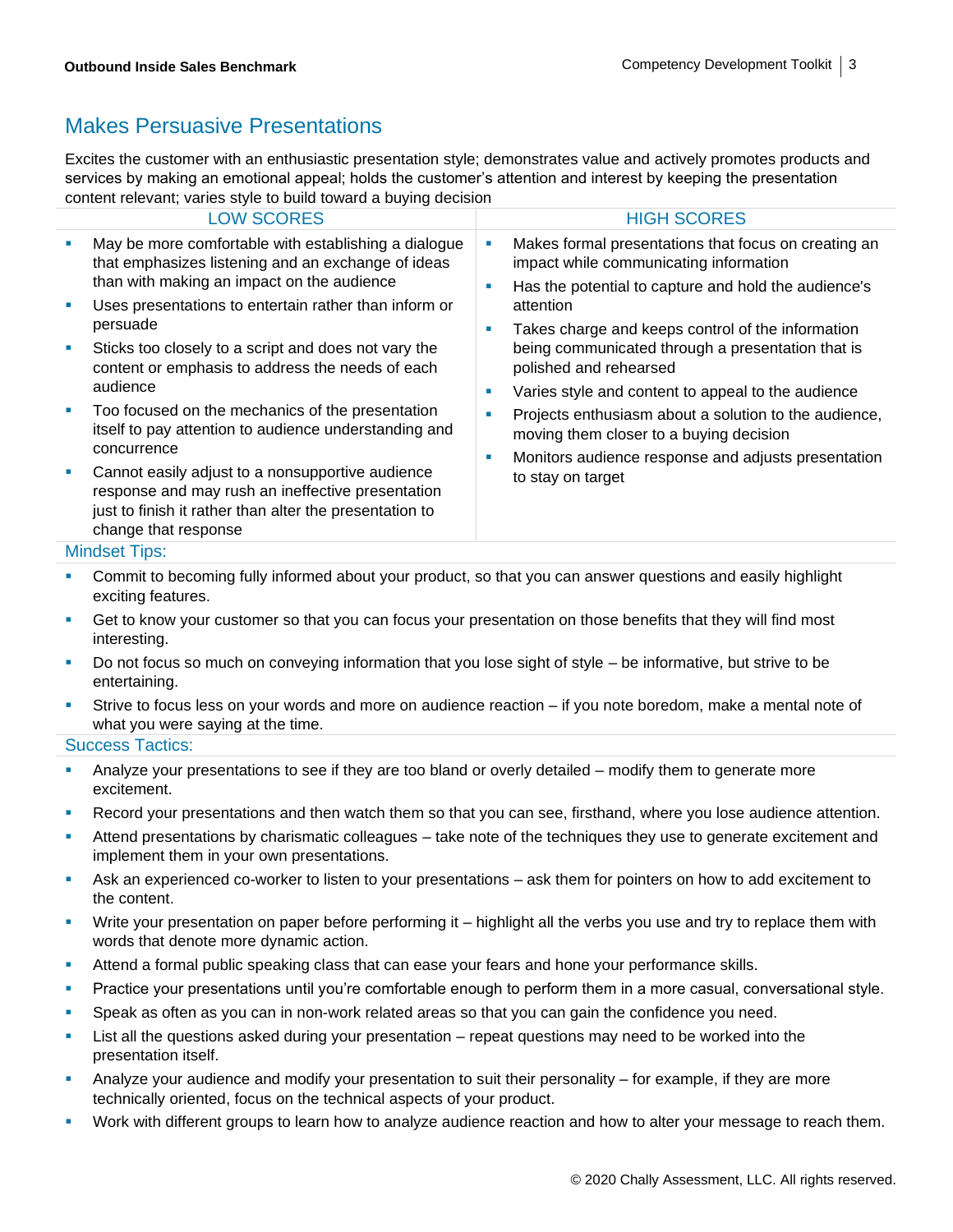## Makes Persuasive Presentations

Excites the customer with an enthusiastic presentation style; demonstrates value and actively promotes products and services by making an emotional appeal; holds the customer's attention and interest by keeping the presentation content relevant; varies style to build toward a buying decision

| LOW SCORES | HIGH SCORES |
|---|---|
| ▪ May be more comfortable with establishing a dialogue that emphasizes listening and an exchange of ideas than with making an impact on the audience<br>▪ Uses presentations to entertain rather than inform or persuade<br>▪ Sticks too closely to a script and does not vary the content or emphasis to address the needs of each audience<br>▪ Too focused on the mechanics of the presentation itself to pay attention to audience understanding and concurrence<br>▪ Cannot easily adjust to a nonsupportive audience response and may rush an ineffective presentation just to finish it rather than alter the presentation to change that response | ▪ Makes formal presentations that focus on creating an impact while communicating information<br>▪ Has the potential to capture and hold the audience's attention<br>▪ Takes charge and keeps control of the information being communicated through a presentation that is polished and rehearsed<br>▪ Varies style and content to appeal to the audience<br>▪ Projects enthusiasm about a solution to the audience, moving them closer to a buying decision<br>▪ Monitors audience response and adjusts presentation to stay on target |

### Mindset Tips:

- Commit to becoming fully informed about your product, so that you can answer questions and easily highlight exciting features.
- Get to know your customer so that you can focus your presentation on those benefits that they will find most interesting.
- Do not focus so much on conveying information that you lose sight of style – be informative, but strive to be entertaining.
- Strive to focus less on your words and more on audience reaction – if you note boredom, make a mental note of what you were saying at the time.

### Success Tactics:

- Analyze your presentations to see if they are too bland or overly detailed – modify them to generate more excitement.
- Record your presentations and then watch them so that you can see, firsthand, where you lose audience attention.
- Attend presentations by charismatic colleagues – take note of the techniques they use to generate excitement and implement them in your own presentations.
- Ask an experienced co-worker to listen to your presentations – ask them for pointers on how to add excitement to the content.
- Write your presentation on paper before performing it – highlight all the verbs you use and try to replace them with words that denote more dynamic action.
- Attend a formal public speaking class that can ease your fears and hone your performance skills.
- Practice your presentations until you're comfortable enough to perform them in a more casual, conversational style.
- Speak as often as you can in non-work related areas so that you can gain the confidence you need.
- List all the questions asked during your presentation – repeat questions may need to be worked into the presentation itself.
- Analyze your audience and modify your presentation to suit their personality – for example, if they are more technically oriented, focus on the technical aspects of your product.
- Work with different groups to learn how to analyze audience reaction and how to alter your message to reach them.

© 2020 Chally Assessment, LLC. All rights reserved.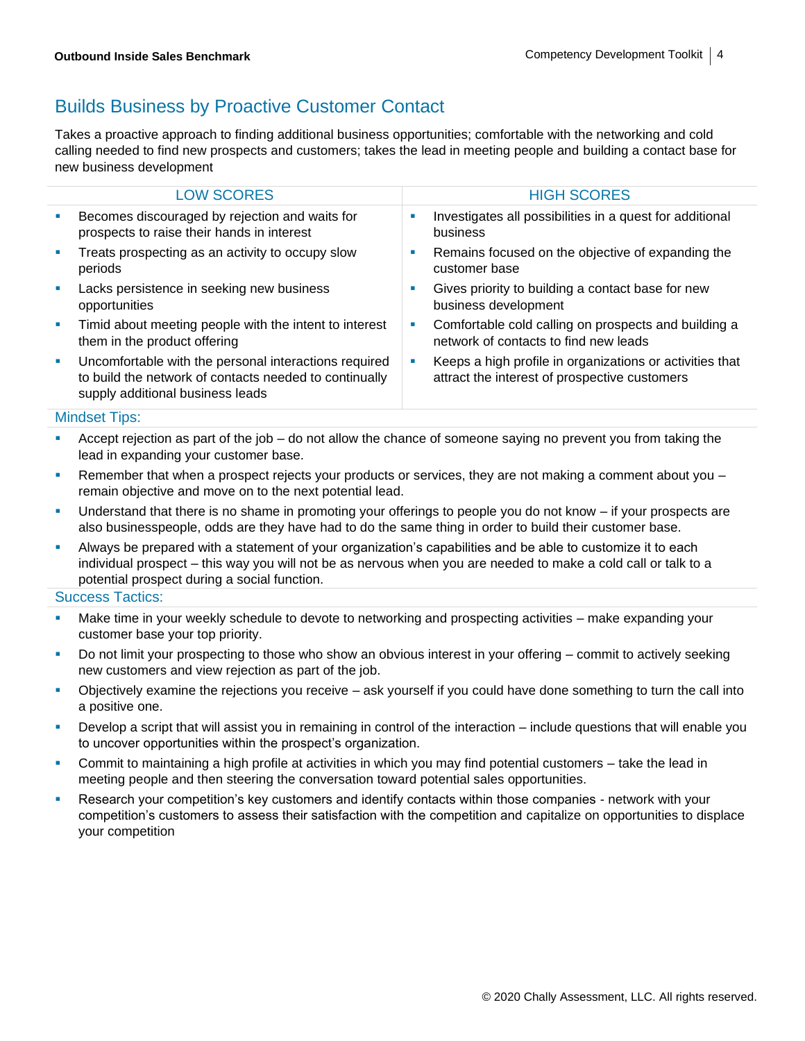## Builds Business by Proactive Customer Contact

Takes a proactive approach to finding additional business opportunities; comfortable with the networking and cold calling needed to find new prospects and customers; takes the lead in meeting people and building a contact base for new business development

| LOW SCORES | HIGH SCORES |
|---|---|
| ▪ Becomes discouraged by rejection and waits for prospects to raise their hands in interest<br>▪ Treats prospecting as an activity to occupy slow periods<br>▪ Lacks persistence in seeking new business opportunities<br>▪ Timid about meeting people with the intent to interest them in the product offering<br>▪ Uncomfortable with the personal interactions required to build the network of contacts needed to continually supply additional business leads | ▪ Investigates all possibilities in a quest for additional business<br>▪ Remains focused on the objective of expanding the customer base<br>▪ Gives priority to building a contact base for new business development<br>▪ Comfortable cold calling on prospects and building a network of contacts to find new leads<br>▪ Keeps a high profile in organizations or activities that attract the interest of prospective customers |

### Mindset Tips:

- Accept rejection as part of the job – do not allow the chance of someone saying no prevent you from taking the lead in expanding your customer base.
- Remember that when a prospect rejects your products or services, they are not making a comment about you – remain objective and move on to the next potential lead.
- Understand that there is no shame in promoting your offerings to people you do not know – if your prospects are also businesspeople, odds are they have had to do the same thing in order to build their customer base.
- Always be prepared with a statement of your organization's capabilities and be able to customize it to each individual prospect – this way you will not be as nervous when you are needed to make a cold call or talk to a potential prospect during a social function.

### Success Tactics:

- Make time in your weekly schedule to devote to networking and prospecting activities – make expanding your customer base your top priority.
- Do not limit your prospecting to those who show an obvious interest in your offering – commit to actively seeking new customers and view rejection as part of the job.
- Objectively examine the rejections you receive – ask yourself if you could have done something to turn the call into a positive one.
- Develop a script that will assist you in remaining in control of the interaction – include questions that will enable you to uncover opportunities within the prospect's organization.
- Commit to maintaining a high profile at activities in which you may find potential customers – take the lead in meeting people and then steering the conversation toward potential sales opportunities.
- Research your competition's key customers and identify contacts within those companies - network with your competition's customers to assess their satisfaction with the competition and capitalize on opportunities to displace your competition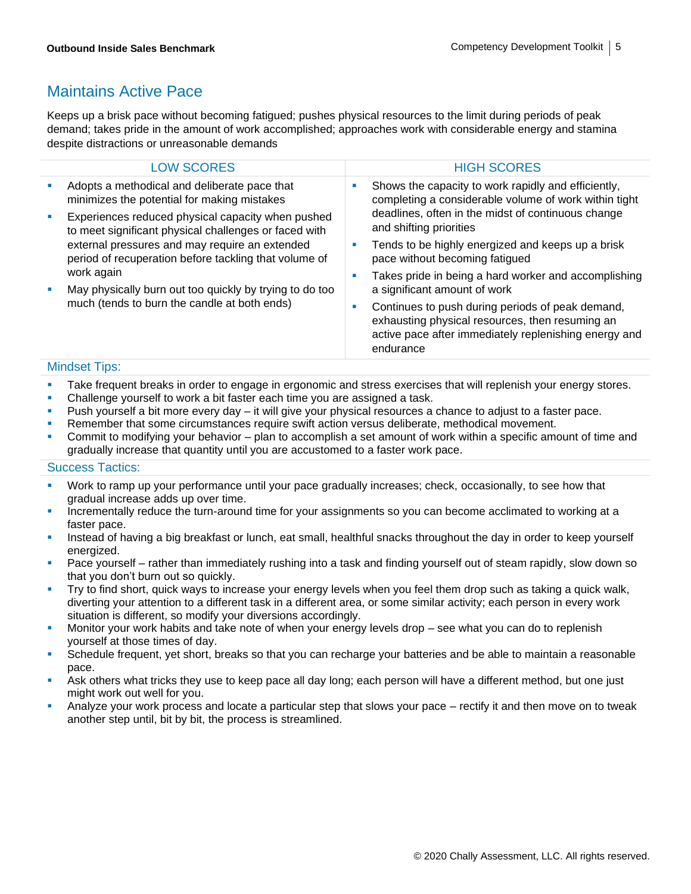## Maintains Active Pace

Keeps up a brisk pace without becoming fatigued; pushes physical resources to the limit during periods of peak demand; takes pride in the amount of work accomplished; approaches work with considerable energy and stamina despite distractions or unreasonable demands

| LOW SCORES | HIGH SCORES |
|---|---|
| ▪ Adopts a methodical and deliberate pace that minimizes the potential for making mistakes<br>▪ Experiences reduced physical capacity when pushed to meet significant physical challenges or faced with external pressures and may require an extended period of recuperation before tackling that volume of work again<br>▪ May physically burn out too quickly by trying to do too much (tends to burn the candle at both ends) | ▪ Shows the capacity to work rapidly and efficiently, completing a considerable volume of work within tight deadlines, often in the midst of continuous change and shifting priorities<br>▪ Tends to be highly energized and keeps up a brisk pace without becoming fatigued<br>▪ Takes pride in being a hard worker and accomplishing a significant amount of work<br>▪ Continues to push during periods of peak demand, exhausting physical resources, then resuming an active pace after immediately replenishing energy and endurance |

### Mindset Tips:

- Take frequent breaks in order to engage in ergonomic and stress exercises that will replenish your energy stores.
- Challenge yourself to work a bit faster each time you are assigned a task.
- Push yourself a bit more every day – it will give your physical resources a chance to adjust to a faster pace.
- Remember that some circumstances require swift action versus deliberate, methodical movement.
- Commit to modifying your behavior – plan to accomplish a set amount of work within a specific amount of time and gradually increase that quantity until you are accustomed to a faster work pace.

### Success Tactics:

- Work to ramp up your performance until your pace gradually increases; check, occasionally, to see how that gradual increase adds up over time.
- Incrementally reduce the turn-around time for your assignments so you can become acclimated to working at a faster pace.
- Instead of having a big breakfast or lunch, eat small, healthful snacks throughout the day in order to keep yourself energized.
- Pace yourself – rather than immediately rushing into a task and finding yourself out of steam rapidly, slow down so that you don't burn out so quickly.
- Try to find short, quick ways to increase your energy levels when you feel them drop such as taking a quick walk, diverting your attention to a different task in a different area, or some similar activity; each person in every work situation is different, so modify your diversions accordingly.
- Monitor your work habits and take note of when your energy levels drop – see what you can do to replenish yourself at those times of day.
- Schedule frequent, yet short, breaks so that you can recharge your batteries and be able to maintain a reasonable pace.
- Ask others what tricks they use to keep pace all day long; each person will have a different method, but one just might work out well for you.
- Analyze your work process and locate a particular step that slows your pace – rectify it and then move on to tweak another step until, bit by bit, the process is streamlined.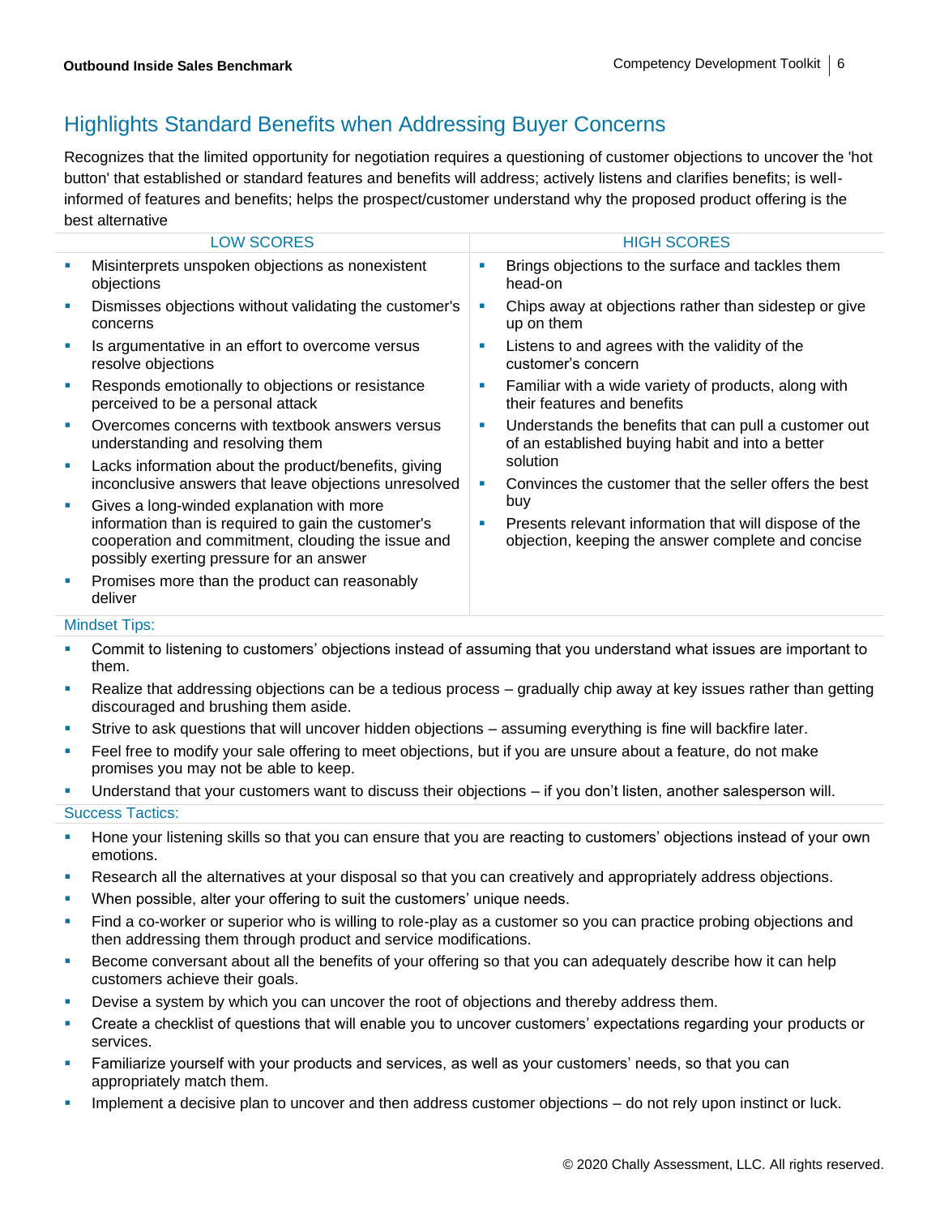## Highlights Standard Benefits when Addressing Buyer Concerns

Recognizes that the limited opportunity for negotiation requires a questioning of customer objections to uncover the 'hot button' that established or standard features and benefits will address; actively listens and clarifies benefits; is well-informed of features and benefits; helps the prospect/customer understand why the proposed product offering is the best alternative

| LOW SCORES | HIGH SCORES |
|---|---|
| ▪ Misinterprets unspoken objections as nonexistent objections<br>▪ Dismisses objections without validating the customer's concerns<br>▪ Is argumentative in an effort to overcome versus resolve objections<br>▪ Responds emotionally to objections or resistance perceived to be a personal attack<br>▪ Overcomes concerns with textbook answers versus understanding and resolving them<br>▪ Lacks information about the product/benefits, giving inconclusive answers that leave objections unresolved<br>▪ Gives a long-winded explanation with more information than is required to gain the customer's cooperation and commitment, clouding the issue and possibly exerting pressure for an answer<br>▪ Promises more than the product can reasonably deliver | ▪ Brings objections to the surface and tackles them head-on<br>▪ Chips away at objections rather than sidestep or give up on them<br>▪ Listens to and agrees with the validity of the customer's concern<br>▪ Familiar with a wide variety of products, along with their features and benefits<br>▪ Understands the benefits that can pull a customer out of an established buying habit and into a better solution<br>▪ Convinces the customer that the seller offers the best buy<br>▪ Presents relevant information that will dispose of the objection, keeping the answer complete and concise |

### Mindset Tips:

- Commit to listening to customers' objections instead of assuming that you understand what issues are important to them.
- Realize that addressing objections can be a tedious process – gradually chip away at key issues rather than getting discouraged and brushing them aside.
- Strive to ask questions that will uncover hidden objections – assuming everything is fine will backfire later.
- Feel free to modify your sale offering to meet objections, but if you are unsure about a feature, do not make promises you may not be able to keep.
- Understand that your customers want to discuss their objections – if you don't listen, another salesperson will.

### Success Tactics:

- Hone your listening skills so that you can ensure that you are reacting to customers' objections instead of your own emotions.
- Research all the alternatives at your disposal so that you can creatively and appropriately address objections.
- When possible, alter your offering to suit the customers' unique needs.
- Find a co-worker or superior who is willing to role-play as a customer so you can practice probing objections and then addressing them through product and service modifications.
- Become conversant about all the benefits of your offering so that you can adequately describe how it can help customers achieve their goals.
- Devise a system by which you can uncover the root of objections and thereby address them.
- Create a checklist of questions that will enable you to uncover customers' expectations regarding your products or services.
- Familiarize yourself with your products and services, as well as your customers' needs, so that you can appropriately match them.
- Implement a decisive plan to uncover and then address customer objections – do not rely upon instinct or luck.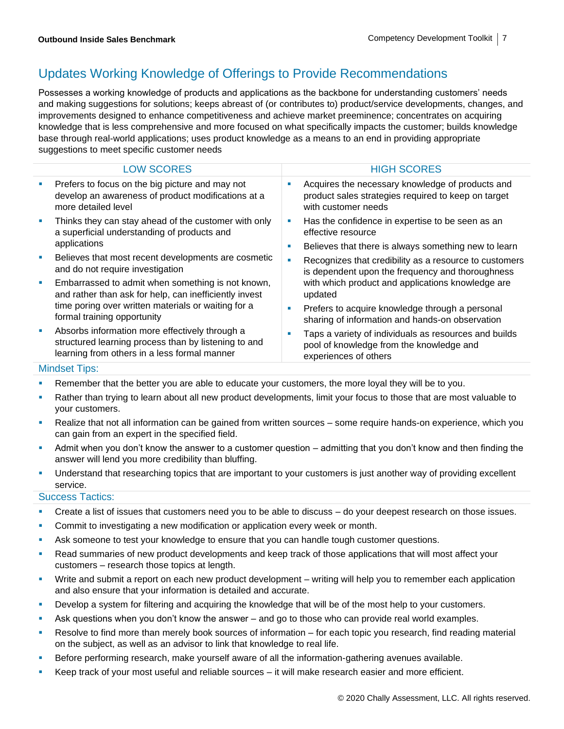## Updates Working Knowledge of Offerings to Provide Recommendations

Possesses a working knowledge of products and applications as the backbone for understanding customers' needs and making suggestions for solutions; keeps abreast of (or contributes to) product/service developments, changes, and improvements designed to enhance competitiveness and achieve market preeminence; concentrates on acquiring knowledge that is less comprehensive and more focused on what specifically impacts the customer; builds knowledge base through real-world applications; uses product knowledge as a means to an end in providing appropriate suggestions to meet specific customer needs

| LOW SCORES | HIGH SCORES |
| --- | --- |
| ▪ Prefers to focus on the big picture and may not develop an awareness of product modifications at a more detailed level<br>▪ Thinks they can stay ahead of the customer with only a superficial understanding of products and applications<br>▪ Believes that most recent developments are cosmetic and do not require investigation<br>▪ Embarrassed to admit when something is not known, and rather than ask for help, can inefficiently invest time poring over written materials or waiting for a formal training opportunity<br>▪ Absorbs information more effectively through a structured learning process than by listening to and learning from others in a less formal manner | ▪ Acquires the necessary knowledge of products and product sales strategies required to keep on target with customer needs<br>▪ Has the confidence in expertise to be seen as an effective resource<br>▪ Believes that there is always something new to learn<br>▪ Recognizes that credibility as a resource to customers is dependent upon the frequency and thoroughness with which product and applications knowledge are updated<br>▪ Prefers to acquire knowledge through a personal sharing of information and hands-on observation<br>▪ Taps a variety of individuals as resources and builds pool of knowledge from the knowledge and experiences of others |

### Mindset Tips:

- Remember that the better you are able to educate your customers, the more loyal they will be to you.
- Rather than trying to learn about all new product developments, limit your focus to those that are most valuable to your customers.
- Realize that not all information can be gained from written sources – some require hands-on experience, which you can gain from an expert in the specified field.
- Admit when you don't know the answer to a customer question – admitting that you don't know and then finding the answer will lend you more credibility than bluffing.
- Understand that researching topics that are important to your customers is just another way of providing excellent service.

### Success Tactics:

- Create a list of issues that customers need you to be able to discuss – do your deepest research on those issues.
- Commit to investigating a new modification or application every week or month.
- Ask someone to test your knowledge to ensure that you can handle tough customer questions.
- Read summaries of new product developments and keep track of those applications that will most affect your customers – research those topics at length.
- Write and submit a report on each new product development – writing will help you to remember each application and also ensure that your information is detailed and accurate.
- Develop a system for filtering and acquiring the knowledge that will be of the most help to your customers.
- Ask questions when you don't know the answer – and go to those who can provide real world examples.
- Resolve to find more than merely book sources of information – for each topic you research, find reading material on the subject, as well as an advisor to link that knowledge to real life.
- Before performing research, make yourself aware of all the information-gathering avenues available.
- Keep track of your most useful and reliable sources – it will make research easier and more efficient.

© 2020 Chally Assessment, LLC. All rights reserved.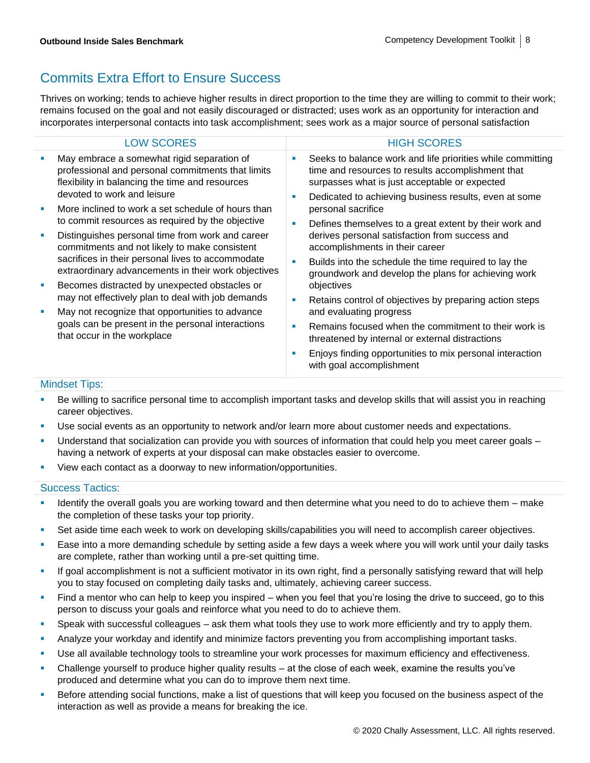## Commits Extra Effort to Ensure Success

Thrives on working; tends to achieve higher results in direct proportion to the time they are willing to commit to their work; remains focused on the goal and not easily discouraged or distracted; uses work as an opportunity for interaction and incorporates interpersonal contacts into task accomplishment; sees work as a major source of personal satisfaction

| LOW SCORES | HIGH SCORES |
|---|---|
| ▪ May embrace a somewhat rigid separation of professional and personal commitments that limits flexibility in balancing the time and resources devoted to work and leisure<br>▪ More inclined to work a set schedule of hours than to commit resources as required by the objective<br>▪ Distinguishes personal time from work and career commitments and not likely to make consistent sacrifices in their personal lives to accommodate extraordinary advancements in their work objectives<br>▪ Becomes distracted by unexpected obstacles or may not effectively plan to deal with job demands<br>▪ May not recognize that opportunities to advance goals can be present in the personal interactions that occur in the workplace | ▪ Seeks to balance work and life priorities while committing time and resources to results accomplishment that surpasses what is just acceptable or expected<br>▪ Dedicated to achieving business results, even at some personal sacrifice<br>▪ Defines themselves to a great extent by their work and derives personal satisfaction from success and accomplishments in their career<br>▪ Builds into the schedule the time required to lay the groundwork and develop the plans for achieving work objectives<br>▪ Retains control of objectives by preparing action steps and evaluating progress<br>▪ Remains focused when the commitment to their work is threatened by internal or external distractions<br>▪ Enjoys finding opportunities to mix personal interaction with goal accomplishment |

### Mindset Tips:

- Be willing to sacrifice personal time to accomplish important tasks and develop skills that will assist you in reaching career objectives.
- Use social events as an opportunity to network and/or learn more about customer needs and expectations.
- Understand that socialization can provide you with sources of information that could help you meet career goals – having a network of experts at your disposal can make obstacles easier to overcome.
- View each contact as a doorway to new information/opportunities.

### Success Tactics:

- Identify the overall goals you are working toward and then determine what you need to do to achieve them – make the completion of these tasks your top priority.
- Set aside time each week to work on developing skills/capabilities you will need to accomplish career objectives.
- Ease into a more demanding schedule by setting aside a few days a week where you will work until your daily tasks are complete, rather than working until a pre-set quitting time.
- If goal accomplishment is not a sufficient motivator in its own right, find a personally satisfying reward that will help you to stay focused on completing daily tasks and, ultimately, achieving career success.
- Find a mentor who can help to keep you inspired – when you feel that you're losing the drive to succeed, go to this person to discuss your goals and reinforce what you need to do to achieve them.
- Speak with successful colleagues – ask them what tools they use to work more efficiently and try to apply them.
- Analyze your workday and identify and minimize factors preventing you from accomplishing important tasks.
- Use all available technology tools to streamline your work processes for maximum efficiency and effectiveness.
- Challenge yourself to produce higher quality results – at the close of each week, examine the results you've produced and determine what you can do to improve them next time.
- Before attending social functions, make a list of questions that will keep you focused on the business aspect of the interaction as well as provide a means for breaking the ice.

© 2020 Chally Assessment, LLC. All rights reserved.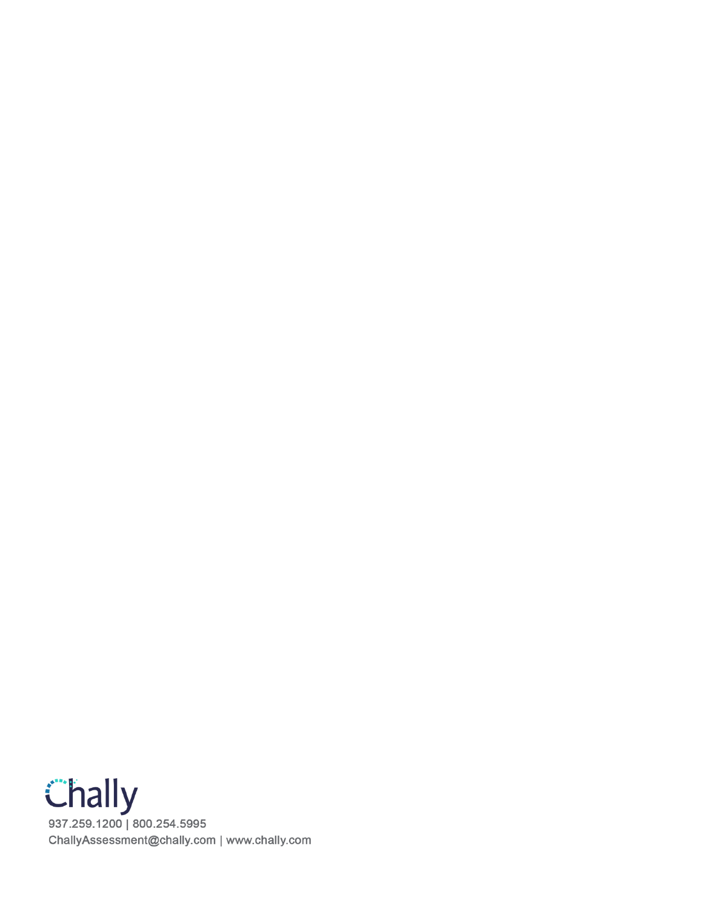Chally

937.259.1200 | 800.254.5995

ChallyAssessment@chally.com | www.chally.com